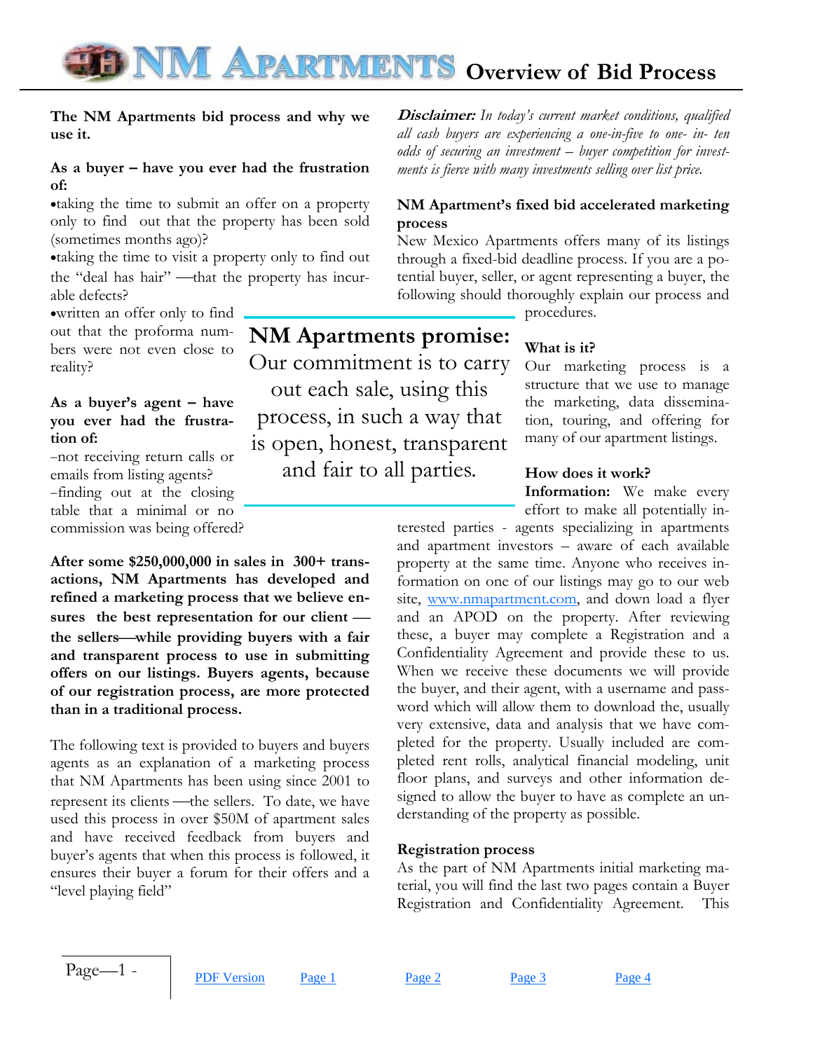# NM Apartments Overview of Bid Process

**The NM Apartments bid process and why we use it.**

**As a buyer – have you ever had the frustration of:**

- taking the time to submit an offer on a property only to find out that the property has been sold (sometimes months ago)?
- taking the time to visit a property only to find out the "deal has hair" —that the property has incurable defects?
- written an offer only to find out that the proforma numbers were not even close to reality?

**As a buyer's agent – have you ever had the frustration of:**

–not receiving return calls or emails from listing agents?

–finding out at the closing table that a minimal or no commission was being offered?

**After some $250,000,000 in sales in 300+ transactions, NM Apartments has developed and refined a marketing process that we believe ensures the best representation for our client —the sellers—while providing buyers with a fair and transparent process to use in submitting offers on our listings. Buyers agents, because of our registration process, are more protected than in a traditional process.**

The following text is provided to buyers and buyers agents as an explanation of a marketing process that NM Apartments has been using since 2001 to represent its clients —the sellers. To date, we have used this process in over $50M of apartment sales and have received feedback from buyers and buyer's agents that when this process is followed, it ensures their buyer a forum for their offers and a "level playing field"

## NM Apartments promise:

Our commitment is to carry out each sale, using this process, in such a way that is open, honest, transparent and fair to all parties.

***Disclaimer:*** *In today's current market conditions, qualified all cash buyers are experiencing a one-in-five to one- in- ten odds of securing an investment – buyer competition for investments is fierce with many investments selling over list price.*

### NM Apartment's fixed bid accelerated marketing process

New Mexico Apartments offers many of its listings through a fixed-bid deadline process. If you are a potential buyer, seller, or agent representing a buyer, the following should thoroughly explain our process and procedures.

### What is it?

Our marketing process is a structure that we use to manage the marketing, data dissemination, touring, and offering for many of our apartment listings.

### How does it work?

**Information:** We make every effort to make all potentially interested parties - agents specializing in apartments and apartment investors – aware of each available property at the same time. Anyone who receives information on one of our listings may go to our web site, [www.nmapartment.com](www.nmapartment.com), and down load a flyer and an APOD on the property. After reviewing these, a buyer may complete a Registration and a Confidentiality Agreement and provide these to us. When we receive these documents we will provide the buyer, and their agent, with a username and password which will allow them to download the, usually very extensive, data and analysis that we have completed for the property. Usually included are completed rent rolls, analytical financial modeling, unit floor plans, and surveys and other information designed to allow the buyer to have as complete an understanding of the property as possible.

### Registration process

As the part of NM Apartments initial marketing material, you will find the last two pages contain a Buyer Registration and Confidentiality Agreement. This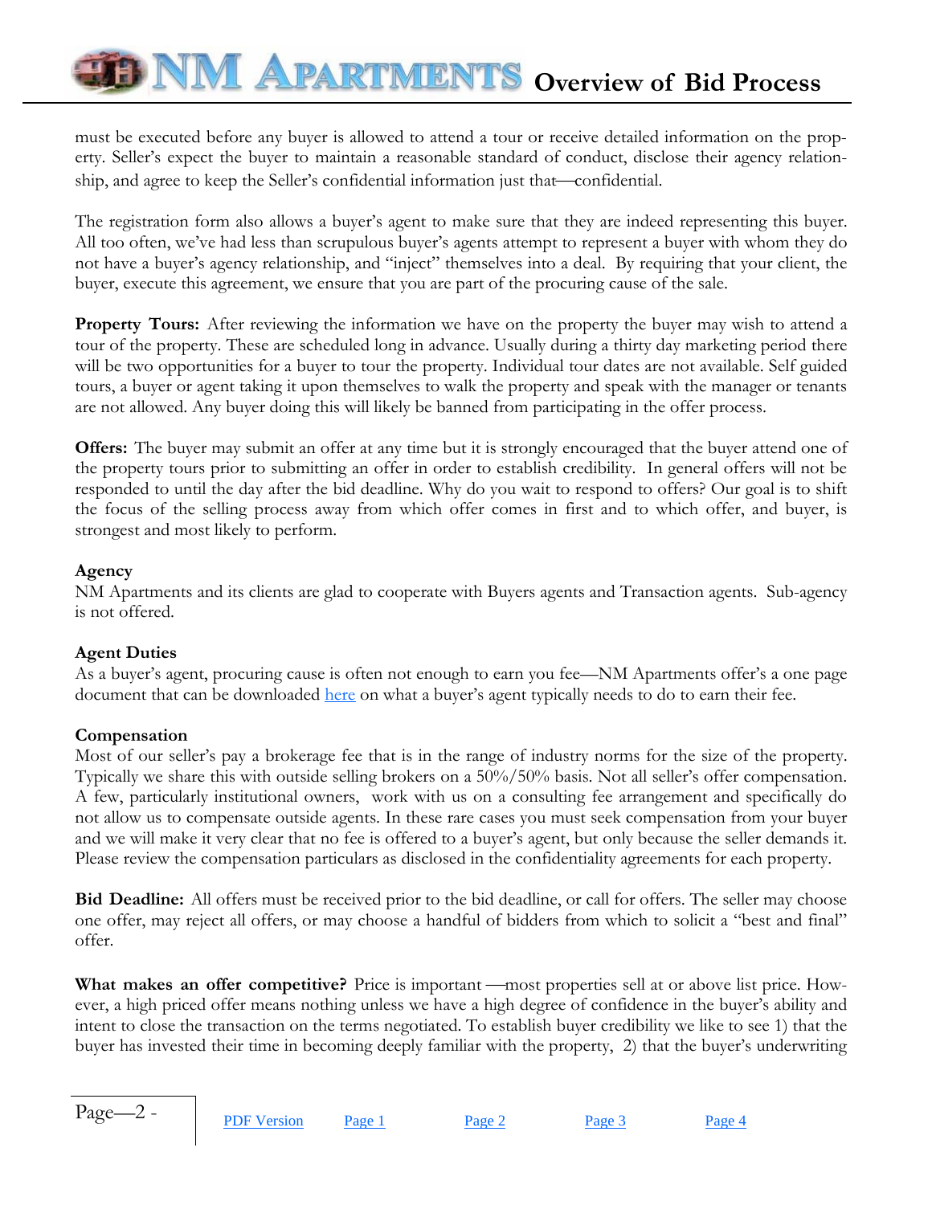must be executed before any buyer is allowed to attend a tour or receive detailed information on the property. Seller's expect the buyer to maintain a reasonable standard of conduct, disclose their agency relationship, and agree to keep the Seller's confidential information just that—confidential.

The registration form also allows a buyer's agent to make sure that they are indeed representing this buyer. All too often, we've had less than scrupulous buyer's agents attempt to represent a buyer with whom they do not have a buyer's agency relationship, and "inject" themselves into a deal. By requiring that your client, the buyer, execute this agreement, we ensure that you are part of the procuring cause of the sale.

**Property Tours:** After reviewing the information we have on the property the buyer may wish to attend a tour of the property. These are scheduled long in advance. Usually during a thirty day marketing period there will be two opportunities for a buyer to tour the property. Individual tour dates are not available. Self guided tours, a buyer or agent taking it upon themselves to walk the property and speak with the manager or tenants are not allowed. Any buyer doing this will likely be banned from participating in the offer process.

**Offers:** The buyer may submit an offer at any time but it is strongly encouraged that the buyer attend one of the property tours prior to submitting an offer in order to establish credibility. In general offers will not be responded to until the day after the bid deadline. Why do you wait to respond to offers? Our goal is to shift the focus of the selling process away from which offer comes in first and to which offer, and buyer, is strongest and most likely to perform.

**Agency**

NM Apartments and its clients are glad to cooperate with Buyers agents and Transaction agents. Sub-agency is not offered.

**Agent Duties**

As a buyer's agent, procuring cause is often not enough to earn you fee—NM Apartments offer's a one page document that can be downloaded here on what a buyer's agent typically needs to do to earn their fee.

**Compensation**

Most of our seller's pay a brokerage fee that is in the range of industry norms for the size of the property. Typically we share this with outside selling brokers on a 50%/50% basis. Not all seller's offer compensation. A few, particularly institutional owners, work with us on a consulting fee arrangement and specifically do not allow us to compensate outside agents. In these rare cases you must seek compensation from your buyer and we will make it very clear that no fee is offered to a buyer's agent, but only because the seller demands it. Please review the compensation particulars as disclosed in the confidentiality agreements for each property.

**Bid Deadline:** All offers must be received prior to the bid deadline, or call for offers. The seller may choose one offer, may reject all offers, or may choose a handful of bidders from which to solicit a "best and final" offer.

**What makes an offer competitive?** Price is important —most properties sell at or above list price. However, a high priced offer means nothing unless we have a high degree of confidence in the buyer's ability and intent to close the transaction on the terms negotiated. To establish buyer credibility we like to see 1) that the buyer has invested their time in becoming deeply familiar with the property, 2) that the buyer's underwriting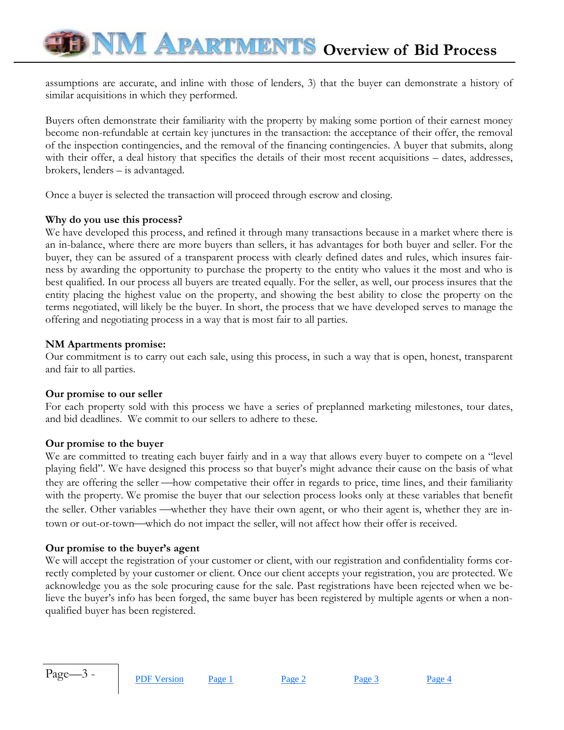assumptions are accurate, and inline with those of lenders, 3) that the buyer can demonstrate a history of similar acquisitions in which they performed.

Buyers often demonstrate their familiarity with the property by making some portion of their earnest money become non-refundable at certain key junctures in the transaction: the acceptance of their offer, the removal of the inspection contingencies, and the removal of the financing contingencies. A buyer that submits, along with their offer, a deal history that specifies the details of their most recent acquisitions – dates, addresses, brokers, lenders – is advantaged.

Once a buyer is selected the transaction will proceed through escrow and closing.

**Why do you use this process?**

We have developed this process, and refined it through many transactions because in a market where there is an in-balance, where there are more buyers than sellers, it has advantages for both buyer and seller. For the buyer, they can be assured of a transparent process with clearly defined dates and rules, which insures fairness by awarding the opportunity to purchase the property to the entity who values it the most and who is best qualified. In our process all buyers are treated equally. For the seller, as well, our process insures that the entity placing the highest value on the property, and showing the best ability to close the property on the terms negotiated, will likely be the buyer. In short, the process that we have developed serves to manage the offering and negotiating process in a way that is most fair to all parties.

**NM Apartments promise:**

Our commitment is to carry out each sale, using this process, in such a way that is open, honest, transparent and fair to all parties.

**Our promise to our seller**

For each property sold with this process we have a series of preplanned marketing milestones, tour dates, and bid deadlines. We commit to our sellers to adhere to these.

**Our promise to the buyer**

We are committed to treating each buyer fairly and in a way that allows every buyer to compete on a "level playing field". We have designed this process so that buyer's might advance their cause on the basis of what they are offering the seller —how competative their offer in regards to price, time lines, and their familiarity with the property. We promise the buyer that our selection process looks only at these variables that benefit the seller. Other variables —whether they have their own agent, or who their agent is, whether they are in-town or out-or-town—which do not impact the seller, will not affect how their offer is received.

**Our promise to the buyer's agent**

We will accept the registration of your customer or client, with our registration and confidentiality forms correctly completed by your customer or client. Once our client accepts your registration, you are protected. We acknowledge you as the sole procuring cause for the sale. Past registrations have been rejected when we believe the buyer's info has been forged, the same buyer has been registered by multiple agents or when a non-qualified buyer has been registered.

PDF Version  Page 1  Page 2  Page 3  Page 4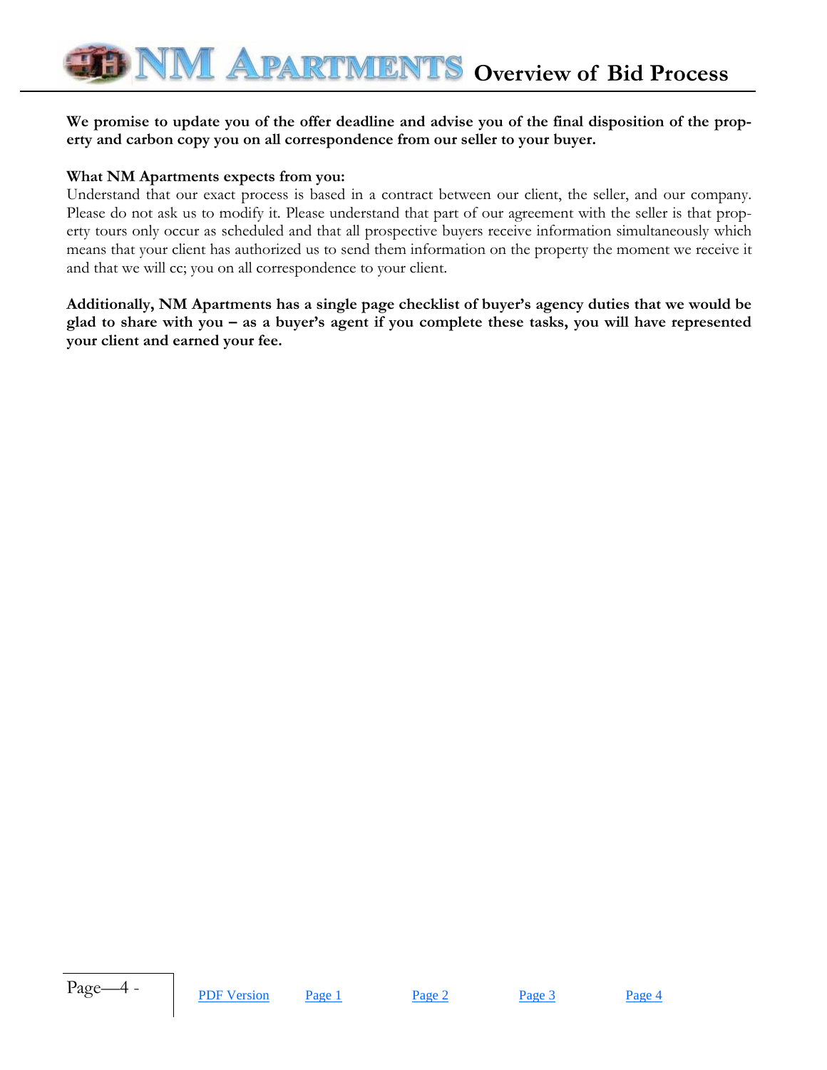**We promise to update you of the offer deadline and advise you of the final disposition of the property and carbon copy you on all correspondence from our seller to your buyer.**

**What NM Apartments expects from you:**

Understand that our exact process is based in a contract between our client, the seller, and our company. Please do not ask us to modify it. Please understand that part of our agreement with the seller is that property tours only occur as scheduled and that all prospective buyers receive information simultaneously which means that your client has authorized us to send them information on the property the moment we receive it and that we will cc; you on all correspondence to your client.

**Additionally, NM Apartments has a single page checklist of buyer's agency duties that we would be glad to share with you – as a buyer's agent if you complete these tasks, you will have represented your client and earned your fee.**

PDF Version    Page 1    Page 2    Page 3    Page 4